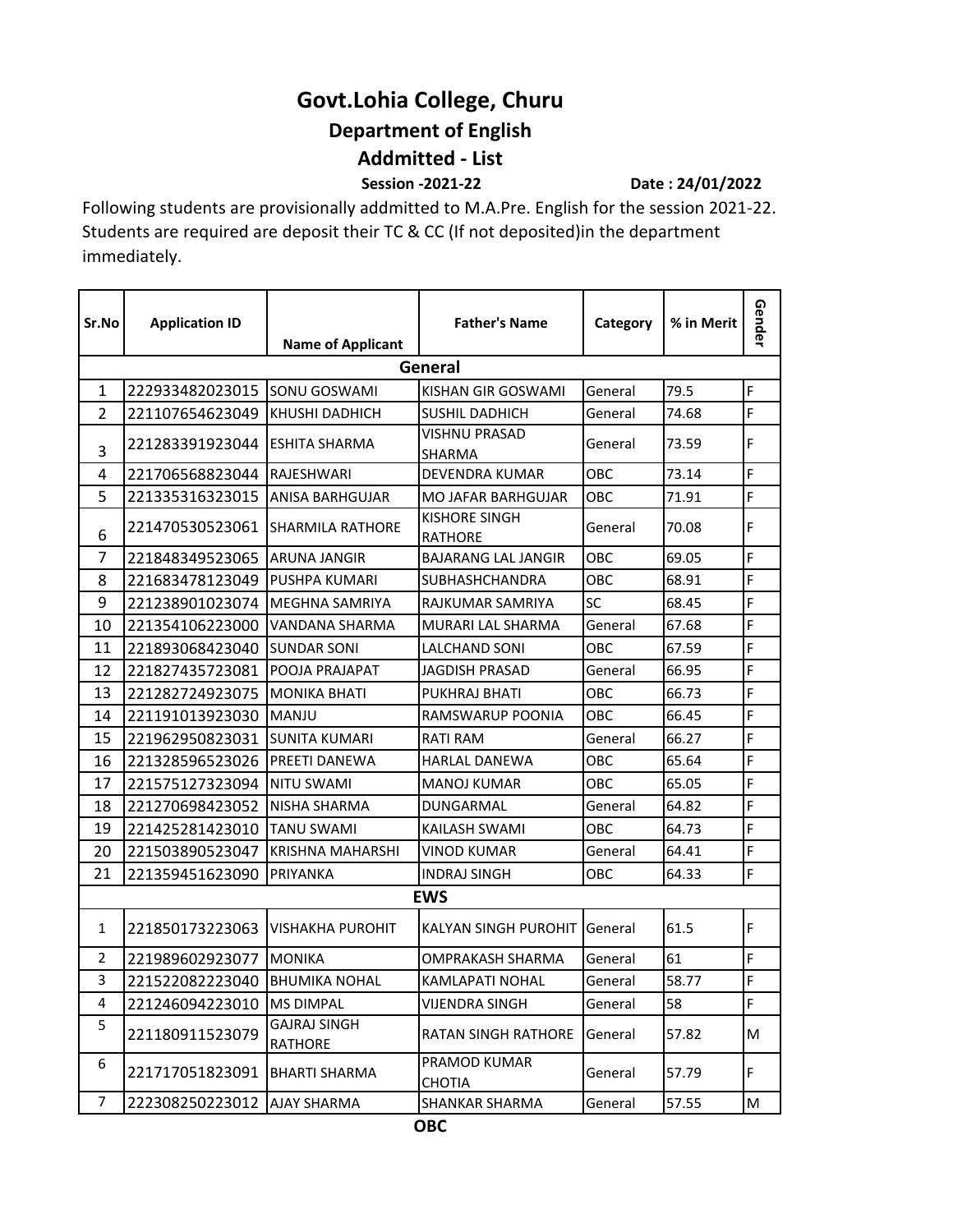# Govt.Lohia College, Churu

## Department of English

## Addmitted - List

**Session -2021-22** **Date : 24/01/2022**

Following students are provisionally addmitted to M.A.Pre. English for the session 2021-22. Students are required are deposit their TC & CC (If not deposited)in the department immediately.

| Sr.No | Application ID | Name of Applicant | Father's Name | Category | % in Merit | Gender |
|---|---|---|---|---|---|---|
| **General** | | | | | | |
| 1 | 222933482023015 | SONU GOSWAMI | KISHAN GIR GOSWAMI | General | 79.5 | F |
| 2 | 221107654623049 | KHUSHI DADHICH | SUSHIL DADHICH | General | 74.68 | F |
| 3 | 221283391923044 | ESHITA SHARMA | VISHNU PRASAD SHARMA | General | 73.59 | F |
| 4 | 221706568823044 | RAJESHWARI | DEVENDRA KUMAR | OBC | 73.14 | F |
| 5 | 221335316323015 | ANISA BARHGUJAR | MO JAFAR BARHGUJAR | OBC | 71.91 | F |
| 6 | 221470530523061 | SHARMILA RATHORE | KISHORE SINGH RATHORE | General | 70.08 | F |
| 7 | 221848349523065 | ARUNA JANGIR | BAJARANG LAL JANGIR | OBC | 69.05 | F |
| 8 | 221683478123049 | PUSHPA KUMARI | SUBHASHCHANDRA | OBC | 68.91 | F |
| 9 | 221238901023074 | MEGHNA SAMRIYA | RAJKUMAR SAMRIYA | SC | 68.45 | F |
| 10 | 221354106223000 | VANDANA SHARMA | MURARI LAL SHARMA | General | 67.68 | F |
| 11 | 221893068423040 | SUNDAR SONI | LALCHAND SONI | OBC | 67.59 | F |
| 12 | 221827435723081 | POOJA PRAJAPAT | JAGDISH PRASAD | General | 66.95 | F |
| 13 | 221282724923075 | MONIKA BHATI | PUKHRAJ BHATI | OBC | 66.73 | F |
| 14 | 221191013923030 | MANJU | RAMSWARUP POONIA | OBC | 66.45 | F |
| 15 | 221962950823031 | SUNITA KUMARI | RATI RAM | General | 66.27 | F |
| 16 | 221328596523026 | PREETI DANEWA | HARLAL DANEWA | OBC | 65.64 | F |
| 17 | 221575127323094 | NITU SWAMI | MANOJ KUMAR | OBC | 65.05 | F |
| 18 | 221270698423052 | NISHA SHARMA | DUNGARMAL | General | 64.82 | F |
| 19 | 221425281423010 | TANU SWAMI | KAILASH SWAMI | OBC | 64.73 | F |
| 20 | 221503890523047 | KRISHNA MAHARSHI | VINOD KUMAR | General | 64.41 | F |
| 21 | 221359451623090 | PRIYANKA | INDRAJ SINGH | OBC | 64.33 | F |
| **EWS** | | | | | | |
| 1 | 221850173223063 | VISHAKHA PUROHIT | KALYAN SINGH PUROHIT | General | 61.5 | F |
| 2 | 221989602923077 | MONIKA | OMPRAKASH SHARMA | General | 61 | F |
| 3 | 221522082223040 | BHUMIKA NOHAL | KAMLAPATI NOHAL | General | 58.77 | F |
| 4 | 221246094223010 | MS DIMPAL | VIJENDRA SINGH | General | 58 | F |
| 5 | 221180911523079 | GAJRAJ SINGH RATHORE | RATAN SINGH RATHORE | General | 57.82 | M |
| 6 | 221717051823091 | BHARTI SHARMA | PRAMOD KUMAR CHOTIA | General | 57.79 | F |
| 7 | 222308250223012 | AJAY SHARMA | SHANKAR SHARMA | General | 57.55 | M |

**OBC**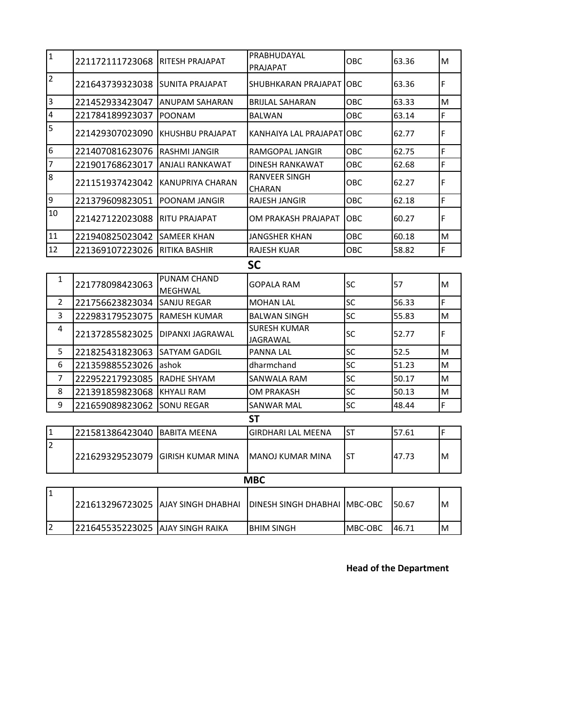| | | | | | | |
|---|---|---|---|---|---|---|
| 1 | 221172111723068 | RITESH PRAJAPAT | PRABHUDAYAL PRAJAPAT | OBC | 63.36 | M |
| 2 | 221643739323038 | SUNITA PRAJAPAT | SHUBHKARAN PRAJAPAT | OBC | 63.36 | F |
| 3 | 221452933423047 | ANUPAM SAHARAN | BRIJLAL SAHARAN | OBC | 63.33 | M |
| 4 | 221784189923037 | POONAM | BALWAN | OBC | 63.14 | F |
| 5 | 221429307023090 | KHUSHBU PRAJAPAT | KANHAIYA LAL PRAJAPAT | OBC | 62.77 | F |
| 6 | 221407081623076 | RASHMI JANGIR | RAMGOPAL JANGIR | OBC | 62.75 | F |
| 7 | 221901768623017 | ANJALI RANKAWAT | DINESH RANKAWAT | OBC | 62.68 | F |
| 8 | 221151937423042 | KANUPRIYA CHARAN | RANVEER SINGH CHARAN | OBC | 62.27 | F |
| 9 | 221379609823051 | POONAM JANGIR | RAJESH JANGIR | OBC | 62.18 | F |
| 10 | 221427122023088 | RITU PRAJAPAT | OM PRAKASH PRAJAPAT | OBC | 60.27 | F |
| 11 | 221940825023042 | SAMEER KHAN | JANGSHER KHAN | OBC | 60.18 | M |
| 12 | 221369107223026 | RITIKA BASHIR | RAJESH KUAR | OBC | 58.82 | F |

**SC**

| | | | | | | |
|---|---|---|---|---|---|---|
| 1 | 221778098423063 | PUNAM CHAND MEGHWAL | GOPALA RAM | SC | 57 | M |
| 2 | 221756623823034 | SANJU REGAR | MOHAN LAL | SC | 56.33 | F |
| 3 | 222983179523075 | RAMESH KUMAR | BALWAN SINGH | SC | 55.83 | M |
| 4 | 221372855823025 | DIPANXI JAGRAWAL | SURESH KUMAR JAGRAWAL | SC | 52.77 | F |
| 5 | 221825431823063 | SATYAM GADGIL | PANNA LAL | SC | 52.5 | M |
| 6 | 221359885523026 | ashok | dharmchand | SC | 51.23 | M |
| 7 | 222952217923085 | RADHE SHYAM | SANWALA RAM | SC | 50.17 | M |
| 8 | 221391859823068 | KHYALI RAM | OM PRAKASH | SC | 50.13 | M |
| 9 | 221659089823062 | SONU REGAR | SANWAR MAL | SC | 48.44 | F |

**ST**

| | | | | | | |
|---|---|---|---|---|---|---|
| 1 | 221581386423040 | BABITA MEENA | GIRDHARI LAL MEENA | ST | 57.61 | F |
| 2 | 221629329523079 | GIRISH KUMAR MINA | MANOJ KUMAR MINA | ST | 47.73 | M |

**MBC**

| | | | | | | |
|---|---|---|---|---|---|---|
| 1 | 221613296723025 | AJAY SINGH DHABHAI | DINESH SINGH DHABHAI | MBC-OBC | 50.67 | M |
| 2 | 221645535223025 | AJAY SINGH RAIKA | BHIM SINGH | MBC-OBC | 46.71 | M |

**Head of the Department**